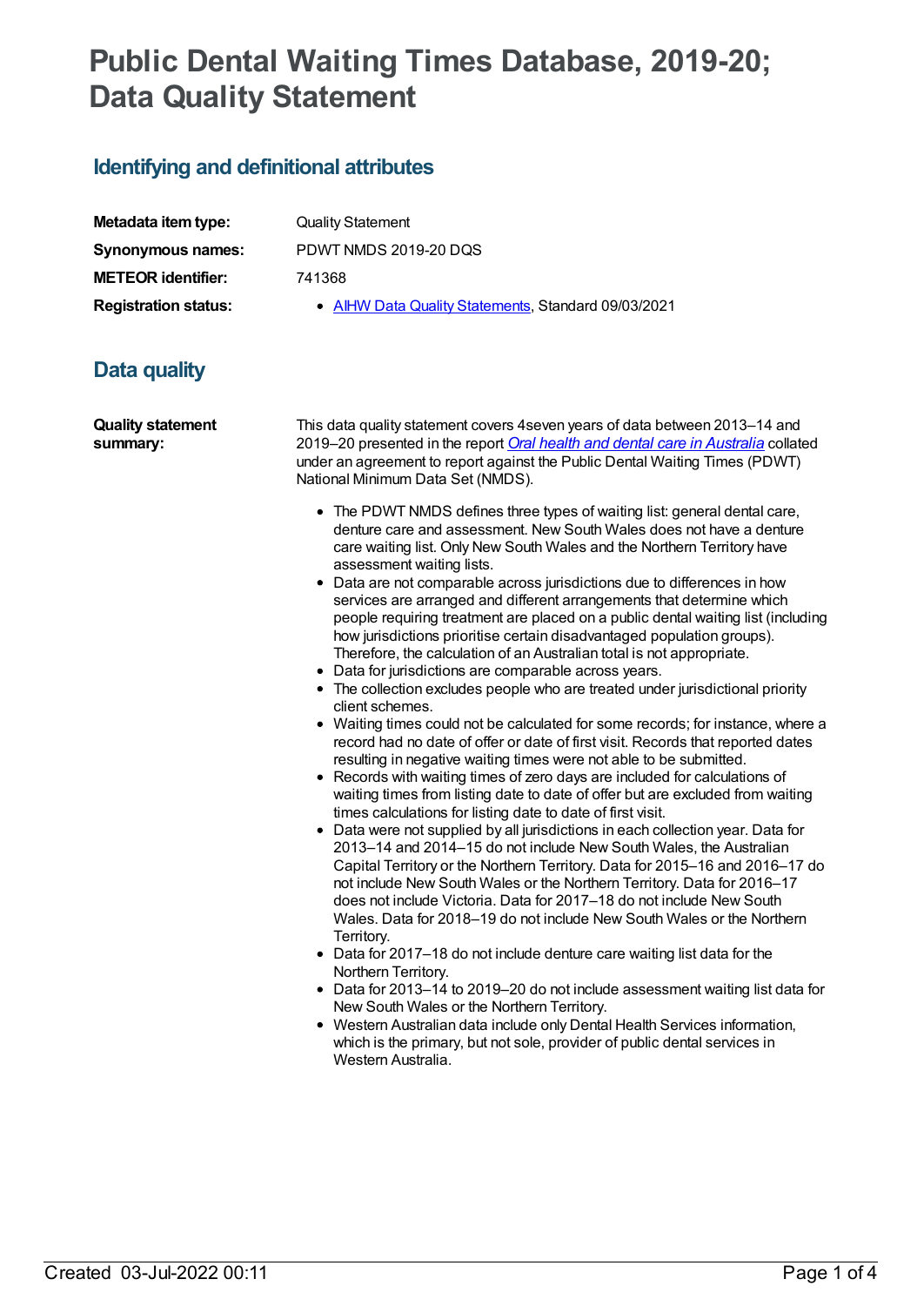# Public Dental Waiting Times Database, 2019-20; Data Quality Statement

## Identifying and definitional attributes

| | |
|---|---|
| **Metadata item type:** | Quality Statement |
| **Synonymous names:** | PDWT NMDS 2019-20 DQS |
| **METEOR identifier:** | 741368 |
| **Registration status:** | • AIHW Data Quality Statements, Standard 09/03/2021 |

## Data quality

**Quality statement summary:**

This data quality statement covers 4seven years of data between 2013–14 and 2019–20 presented in the report *Oral health and dental care in Australia* collated under an agreement to report against the Public Dental Waiting Times (PDWT) National Minimum Data Set (NMDS).

- The PDWT NMDS defines three types of waiting list: general dental care, denture care and assessment. New South Wales does not have a denture care waiting list. Only New South Wales and the Northern Territory have assessment waiting lists.
- Data are not comparable across jurisdictions due to differences in how services are arranged and different arrangements that determine which people requiring treatment are placed on a public dental waiting list (including how jurisdictions prioritise certain disadvantaged population groups). Therefore, the calculation of an Australian total is not appropriate.
- Data for jurisdictions are comparable across years.
- The collection excludes people who are treated under jurisdictional priority client schemes.
- Waiting times could not be calculated for some records; for instance, where a record had no date of offer or date of first visit. Records that reported dates resulting in negative waiting times were not able to be submitted.
- Records with waiting times of zero days are included for calculations of waiting times from listing date to date of offer but are excluded from waiting times calculations for listing date to date of first visit.
- Data were not supplied by all jurisdictions in each collection year. Data for 2013–14 and 2014–15 do not include New South Wales, the Australian Capital Territory or the Northern Territory. Data for 2015–16 and 2016–17 do not include New South Wales or the Northern Territory. Data for 2016–17 does not include Victoria. Data for 2017–18 do not include New South Wales. Data for 2018–19 do not include New South Wales or the Northern Territory.
- Data for 2017–18 do not include denture care waiting list data for the Northern Territory.
- Data for 2013–14 to 2019–20 do not include assessment waiting list data for New South Wales or the Northern Territory.
- Western Australian data include only Dental Health Services information, which is the primary, but not sole, provider of public dental services in Western Australia.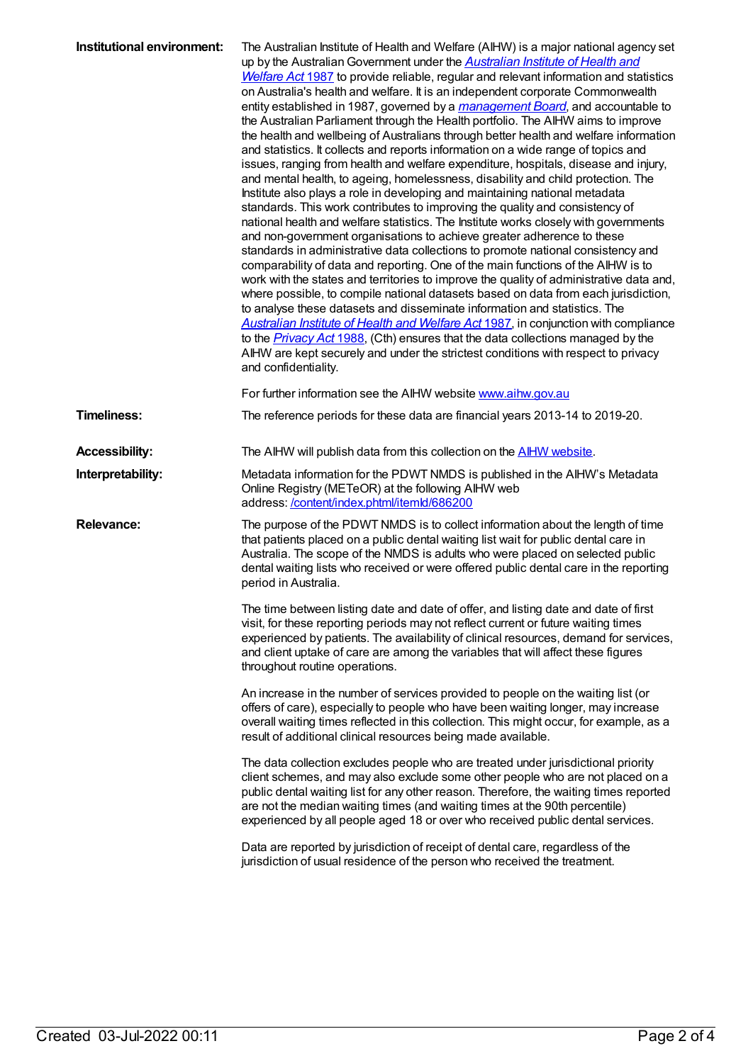**Institutional environment:** The Australian Institute of Health and Welfare (AIHW) is a major national agency set up by the Australian Government under the *Australian Institute of Health and Welfare Act* 1987 to provide reliable, regular and relevant information and statistics on Australia's health and welfare. It is an independent corporate Commonwealth entity established in 1987, governed by a *management Board*, and accountable to the Australian Parliament through the Health portfolio. The AIHW aims to improve the health and wellbeing of Australians through better health and welfare information and statistics. It collects and reports information on a wide range of topics and issues, ranging from health and welfare expenditure, hospitals, disease and injury, and mental health, to ageing, homelessness, disability and child protection. The Institute also plays a role in developing and maintaining national metadata standards. This work contributes to improving the quality and consistency of national health and welfare statistics. The Institute works closely with governments and non-government organisations to achieve greater adherence to these standards in administrative data collections to promote national consistency and comparability of data and reporting. One of the main functions of the AIHW is to work with the states and territories to improve the quality of administrative data and, where possible, to compile national datasets based on data from each jurisdiction, to analyse these datasets and disseminate information and statistics. The *Australian Institute of Health and Welfare Act* 1987, in conjunction with compliance to the *Privacy Act* 1988, (Cth) ensures that the data collections managed by the AIHW are kept securely and under the strictest conditions with respect to privacy and confidentiality.

For further information see the AIHW website www.aihw.gov.au

**Timeliness:** The reference periods for these data are financial years 2013-14 to 2019-20.

**Accessibility:** The AIHW will publish data from this collection on the AIHW website.

**Interpretability:** Metadata information for the PDWT NMDS is published in the AIHW's Metadata Online Registry (METeOR) at the following AIHW web address: /content/index.phtml/itemId/686200

**Relevance:** The purpose of the PDWT NMDS is to collect information about the length of time that patients placed on a public dental waiting list wait for public dental care in Australia. The scope of the NMDS is adults who were placed on selected public dental waiting lists who received or were offered public dental care in the reporting period in Australia.

The time between listing date and date of offer, and listing date and date of first visit, for these reporting periods may not reflect current or future waiting times experienced by patients. The availability of clinical resources, demand for services, and client uptake of care are among the variables that will affect these figures throughout routine operations.

An increase in the number of services provided to people on the waiting list (or offers of care), especially to people who have been waiting longer, may increase overall waiting times reflected in this collection. This might occur, for example, as a result of additional clinical resources being made available.

The data collection excludes people who are treated under jurisdictional priority client schemes, and may also exclude some other people who are not placed on a public dental waiting list for any other reason. Therefore, the waiting times reported are not the median waiting times (and waiting times at the 90th percentile) experienced by all people aged 18 or over who received public dental services.

Data are reported by jurisdiction of receipt of dental care, regardless of the jurisdiction of usual residence of the person who received the treatment.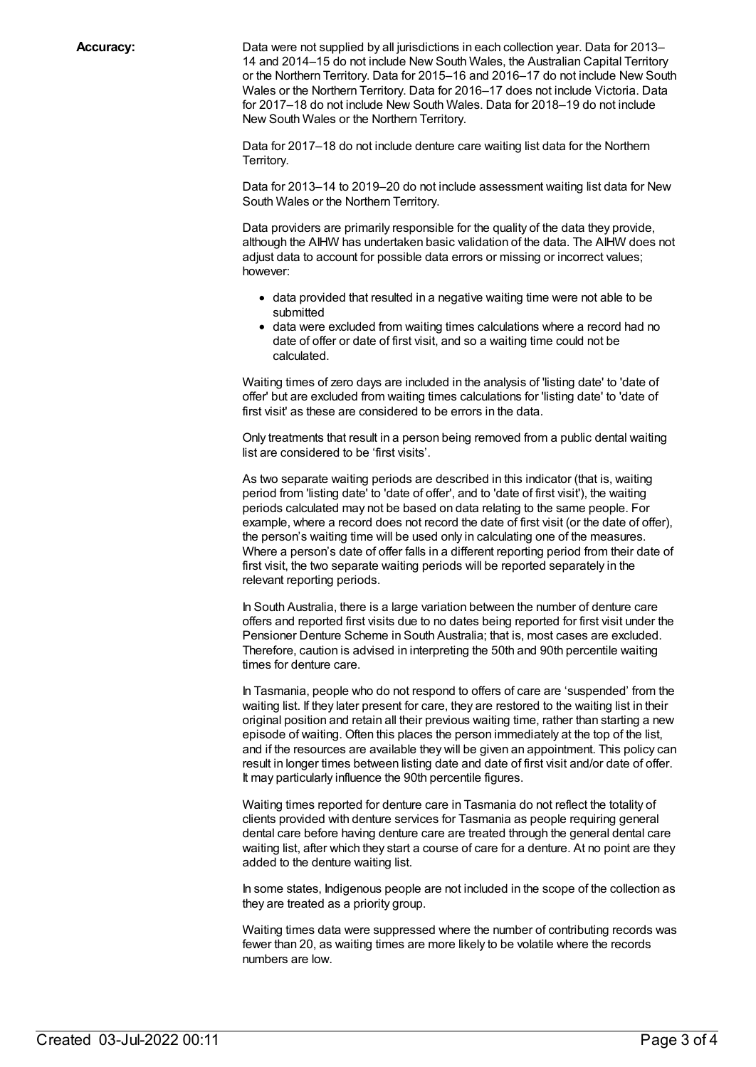**Accuracy:**

Data were not supplied by all jurisdictions in each collection year. Data for 2013–14 and 2014–15 do not include New South Wales, the Australian Capital Territory or the Northern Territory. Data for 2015–16 and 2016–17 do not include New South Wales or the Northern Territory. Data for 2016–17 does not include Victoria. Data for 2017–18 do not include New South Wales. Data for 2018–19 do not include New South Wales or the Northern Territory.

Data for 2017–18 do not include denture care waiting list data for the Northern Territory.

Data for 2013–14 to 2019–20 do not include assessment waiting list data for New South Wales or the Northern Territory.

Data providers are primarily responsible for the quality of the data they provide, although the AIHW has undertaken basic validation of the data. The AIHW does not adjust data to account for possible data errors or missing or incorrect values; however:

- data provided that resulted in a negative waiting time were not able to be submitted
- data were excluded from waiting times calculations where a record had no date of offer or date of first visit, and so a waiting time could not be calculated.

Waiting times of zero days are included in the analysis of 'listing date' to 'date of offer' but are excluded from waiting times calculations for 'listing date' to 'date of first visit' as these are considered to be errors in the data.

Only treatments that result in a person being removed from a public dental waiting list are considered to be 'first visits'.

As two separate waiting periods are described in this indicator (that is, waiting period from 'listing date' to 'date of offer', and to 'date of first visit'), the waiting periods calculated may not be based on data relating to the same people. For example, where a record does not record the date of first visit (or the date of offer), the person's waiting time will be used only in calculating one of the measures. Where a person's date of offer falls in a different reporting period from their date of first visit, the two separate waiting periods will be reported separately in the relevant reporting periods.

In South Australia, there is a large variation between the number of denture care offers and reported first visits due to no dates being reported for first visit under the Pensioner Denture Scheme in South Australia; that is, most cases are excluded. Therefore, caution is advised in interpreting the 50th and 90th percentile waiting times for denture care.

In Tasmania, people who do not respond to offers of care are 'suspended' from the waiting list. If they later present for care, they are restored to the waiting list in their original position and retain all their previous waiting time, rather than starting a new episode of waiting. Often this places the person immediately at the top of the list, and if the resources are available they will be given an appointment. This policy can result in longer times between listing date and date of first visit and/or date of offer. It may particularly influence the 90th percentile figures.

Waiting times reported for denture care in Tasmania do not reflect the totality of clients provided with denture services for Tasmania as people requiring general dental care before having denture care are treated through the general dental care waiting list, after which they start a course of care for a denture. At no point are they added to the denture waiting list.

In some states, Indigenous people are not included in the scope of the collection as they are treated as a priority group.

Waiting times data were suppressed where the number of contributing records was fewer than 20, as waiting times are more likely to be volatile where the records numbers are low.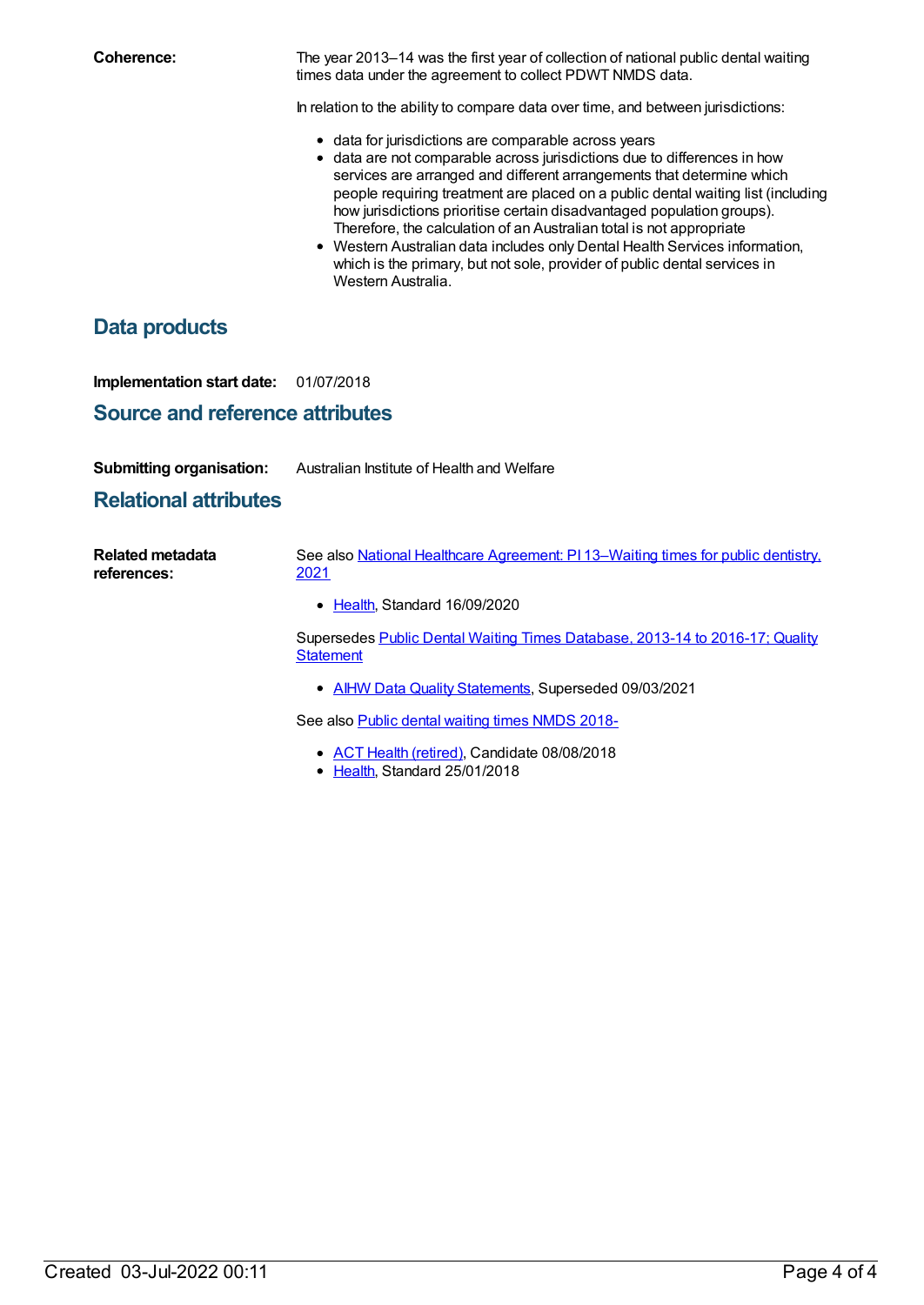**Coherence:**

The year 2013–14 was the first year of collection of national public dental waiting times data under the agreement to collect PDWT NMDS data.

In relation to the ability to compare data over time, and between jurisdictions:

- data for jurisdictions are comparable across years
- data are not comparable across jurisdictions due to differences in how services are arranged and different arrangements that determine which people requiring treatment are placed on a public dental waiting list (including how jurisdictions prioritise certain disadvantaged population groups). Therefore, the calculation of an Australian total is not appropriate
- Western Australian data includes only Dental Health Services information, which is the primary, but not sole, provider of public dental services in Western Australia.

## Data products

**Implementation start date:** 01/07/2018

## Source and reference attributes

**Submitting organisation:** Australian Institute of Health and Welfare

## Relational attributes

**Related metadata references:**

See also National Healthcare Agreement: PI 13–Waiting times for public dentistry, 2021

- Health, Standard 16/09/2020

Supersedes Public Dental Waiting Times Database, 2013-14 to 2016-17; Quality Statement

- AIHW Data Quality Statements, Superseded 09/03/2021

See also Public dental waiting times NMDS 2018-

- ACT Health (retired), Candidate 08/08/2018
- Health, Standard 25/01/2018